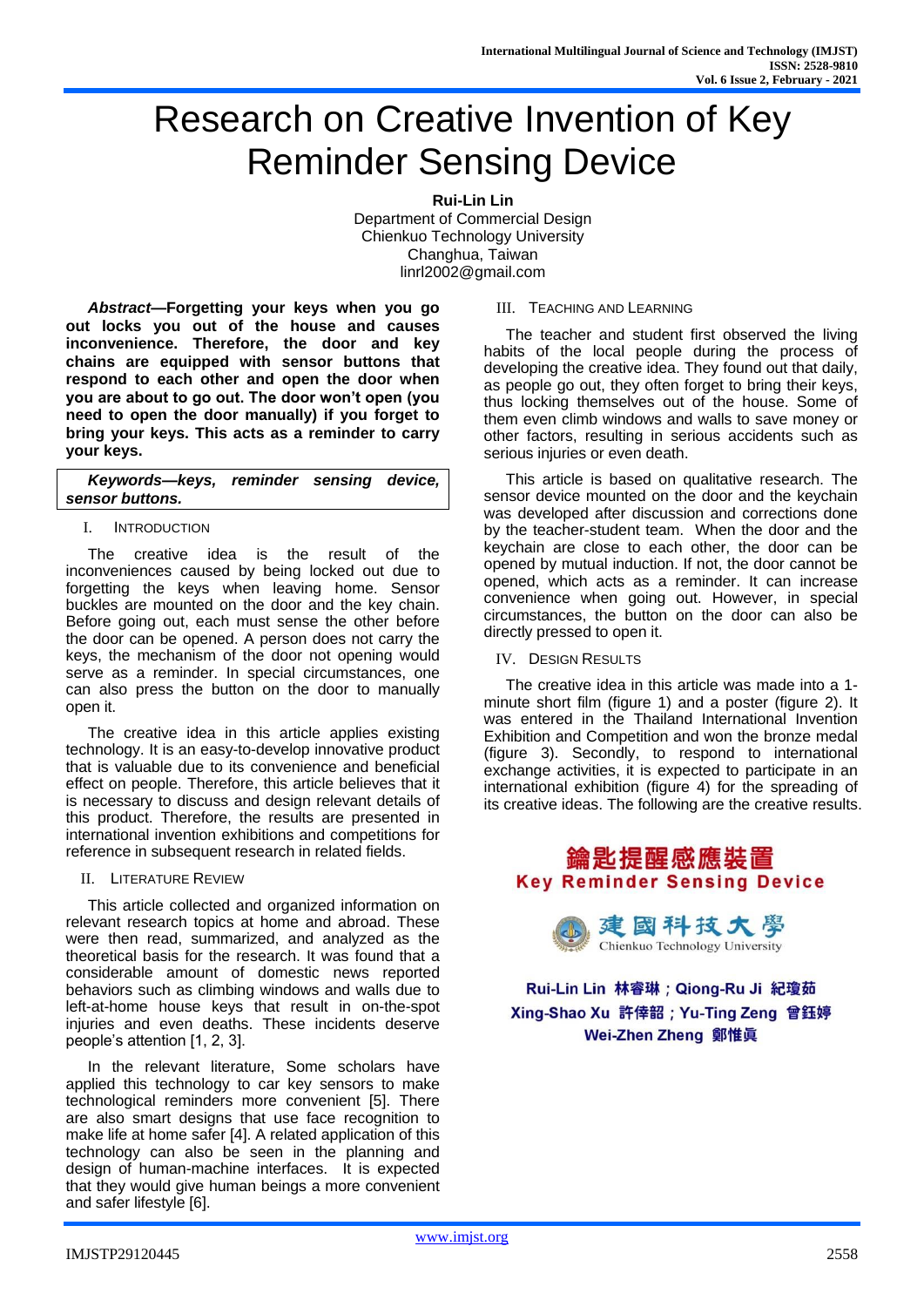# Research on Creative Invention of Key Reminder Sensing Device

**Rui-Lin Lin**
Department of Commercial Design
Chienkuo Technology University
Changhua, Taiwan
linrl2002@gmail.com

***Abstract*—Forgetting your keys when you go out locks you out of the house and causes inconvenience. Therefore, the door and key chains are equipped with sensor buttons that respond to each other and open the door when you are about to go out. The door won't open (you need to open the door manually) if you forget to bring your keys. This acts as a reminder to carry your keys.**

***Keywords*—*keys, reminder sensing device, sensor buttons.***

## I. Introduction

The creative idea is the result of the inconveniences caused by being locked out due to forgetting the keys when leaving home. Sensor buckles are mounted on the door and the key chain. Before going out, each must sense the other before the door can be opened. A person does not carry the keys, the mechanism of the door not opening would serve as a reminder. In special circumstances, one can also press the button on the door to manually open it.

The creative idea in this article applies existing technology. It is an easy-to-develop innovative product that is valuable due to its convenience and beneficial effect on people. Therefore, this article believes that it is necessary to discuss and design relevant details of this product. Therefore, the results are presented in international invention exhibitions and competitions for reference in subsequent research in related fields.

## II. Literature Review

This article collected and organized information on relevant research topics at home and abroad. These were then read, summarized, and analyzed as the theoretical basis for the research. It was found that a considerable amount of domestic news reported behaviors such as climbing windows and walls due to left-at-home house keys that result in on-the-spot injuries and even deaths. These incidents deserve people's attention [1, 2, 3].

In the relevant literature, Some scholars have applied this technology to car key sensors to make technological reminders more convenient [5]. There are also smart designs that use face recognition to make life at home safer [4]. A related application of this technology can also be seen in the planning and design of human-machine interfaces. It is expected that they would give human beings a more convenient and safer lifestyle [6].

## III. Teaching and Learning

The teacher and student first observed the living habits of the local people during the process of developing the creative idea. They found out that daily, as people go out, they often forget to bring their keys, thus locking themselves out of the house. Some of them even climb windows and walls to save money or other factors, resulting in serious accidents such as serious injuries or even death.

This article is based on qualitative research. The sensor device mounted on the door and the keychain was developed after discussion and corrections done by the teacher-student team. When the door and the keychain are close to each other, the door can be opened by mutual induction. If not, the door cannot be opened, which acts as a reminder. It can increase convenience when going out. However, in special circumstances, the button on the door can also be directly pressed to open it.

## IV. Design Results

The creative idea in this article was made into a 1-minute short film (figure 1) and a poster (figure 2). It was entered in the Thailand International Invention Exhibition and Competition and won the bronze medal (figure 3). Secondly, to respond to international exchange activities, it is expected to participate in an international exhibition (figure 4) for the spreading of its creative ideas. The following are the creative results.

鑰匙提醒感應裝置
Key Reminder Sensing Device

建國科技大學
Chienkuo Technology University

Rui-Lin Lin 林睿琳；Qiong-Ru Ji 紀瓊茹
Xing-Shao Xu 許倖韶；Yu-Ting Zeng 曾鈺婷
Wei-Zhen Zheng 鄭惟眞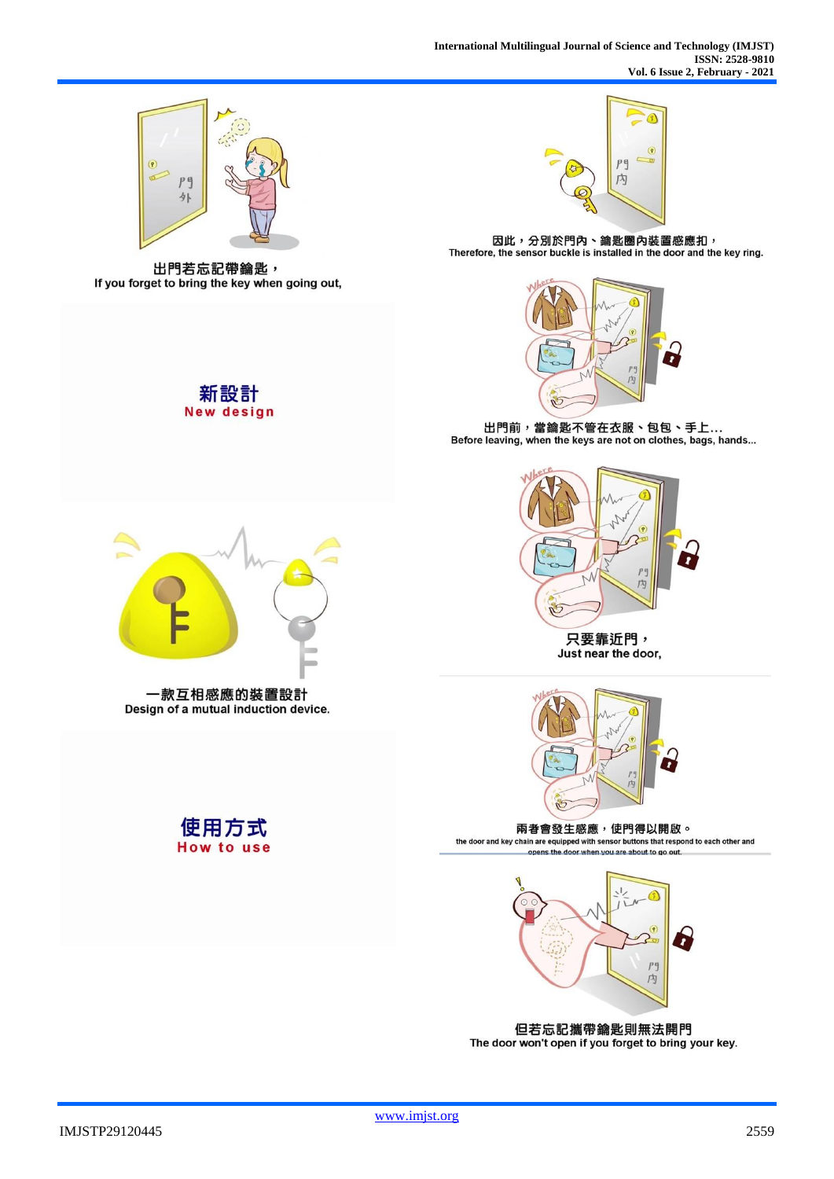出門若忘記帶鑰匙，
If you forget to bring the key when going out,

新設計
New design

一款互相感應的裝置設計
Design of a mutual induction device.

使用方式
How to use

因此，分別於門內、鑰匙圈內裝置感應扣，
Therefore, the sensor buckle is installed in the door and the key ring.

出門前，當鑰匙不管在衣服、包包、手上...
Before leaving, when the keys are not on clothes, bags, hands...

只要靠近門，
Just near the door,

兩者會發生感應，使門得以開啟。
the door and key chain are equipped with sensor buttons that respond to each other and opens the door when you are about to go out.

但若忘記攜帶鑰匙則無法開門
The door won't open if you forget to bring your key.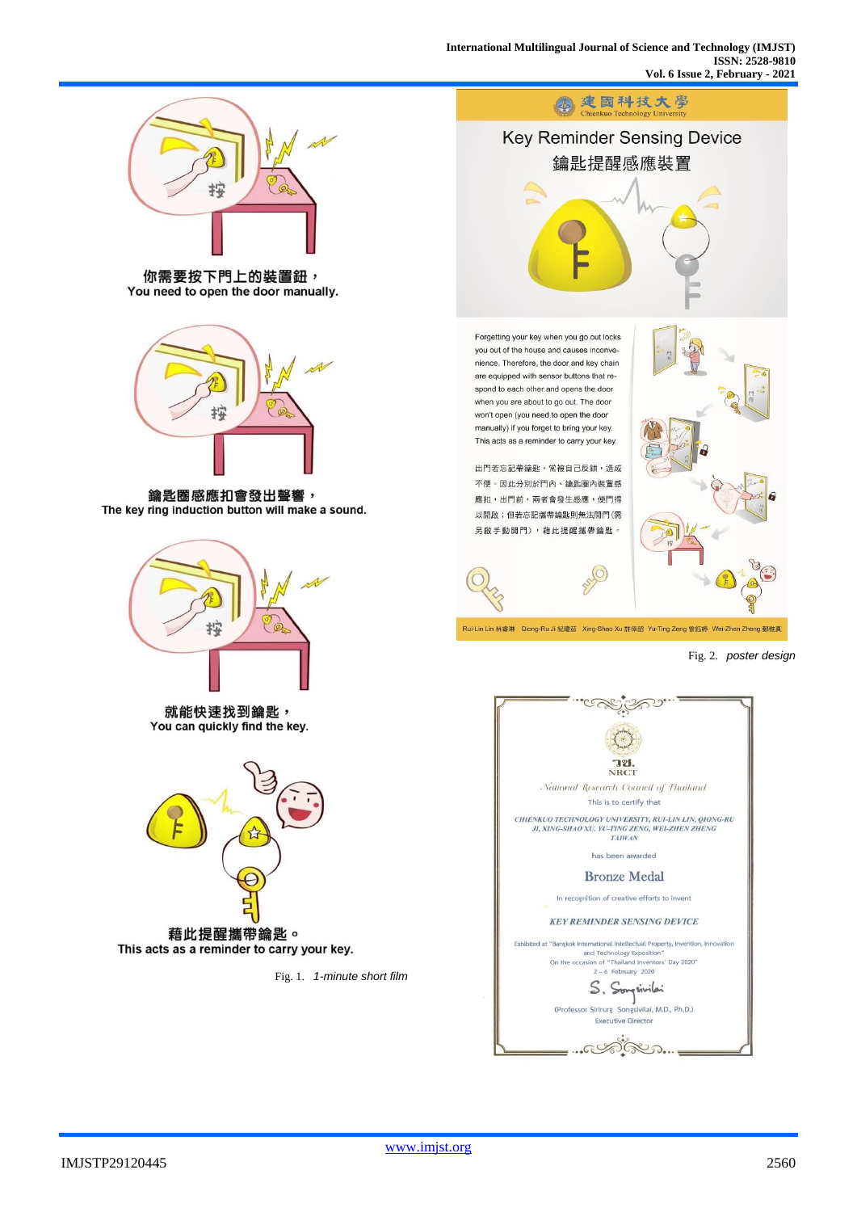你需要按下門上的裝置鈕，
You need to open the door manually.

鑰匙圈感應扣會發出聲響，
The key ring induction button will make a sound.

就能快速找到鑰匙，
You can quickly find the key.

藉此提醒攜帶鑰匙。
This acts as a reminder to carry your key.

Fig. 1. *1-minute short film*

建國科技大學
Chienkuo Technology University

Key Reminder Sensing Device
鑰匙提醒感應裝置

Forgetting your key when you go out locks you out of the house and causes inconvenience. Therefore, the door and key chain are equipped with sensor buttons that respond to each other and opens the door when you are about to go out. The door won't open (you need to open the door manually) if you forget to bring your key. This acts as a reminder to carry your key.

出門若忘記帶鑰匙，常被自己反鎖，造成不便。因此分別於門內、鑰匙圈內裝置感應扣，出門前，兩者會發生感應，使門得以開啟；但若忘記攜帶鑰匙則無法開門(需另啟手動開門)，藉此提醒攜帶鑰匙。

Rui-Lin Lin 林睿琳 Qiong-Ru Ji 紀瓊茹 Xing-Shao Xu 許倖紹 Yu-Ting Zeng 曾鈺婷 Wei-Zhen Zheng 鄭惟真

Fig. 2. *poster design*

NRCT
National Research Council of Thailand
This is to certify that
CHIENKUO TECHNOLOGY UNIVERSITY, RUI-LIN LIN, QIONG-RU JI, XING-SHAO XU, YU-TING ZENG, WEI-ZHEN ZHENG
TAIWAN
has been awarded
Bronze Medal
In recognition of creative efforts to invent
KEY REMINDER SENSING DEVICE
Exhibited at "Bangkok International Intellectual Property, Invention, Innovation and Technology Exposition"
On the occasion of "Thailand Inventors' Day 2020"
2 - 6 February 2020
S. Songsivilai
(Professor Sirirurg Songsivilai, M.D., Ph.D.)
Executive Director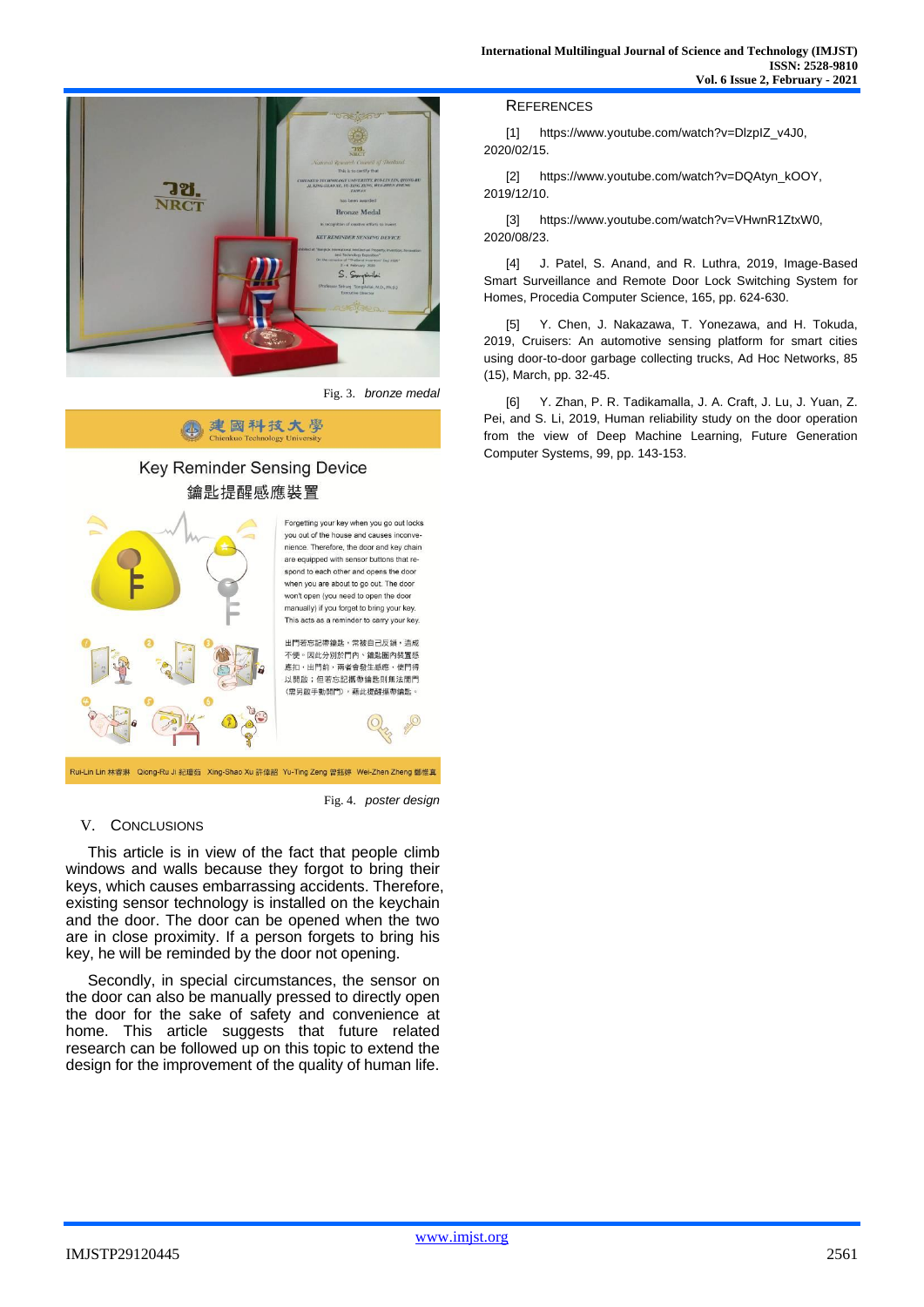Fig. 3. *bronze medal*

Fig. 4. *poster design*

## V. Conclusions

This article is in view of the fact that people climb windows and walls because they forgot to bring their keys, which causes embarrassing accidents. Therefore, existing sensor technology is installed on the keychain and the door. The door can be opened when the two are in close proximity. If a person forgets to bring his key, he will be reminded by the door not opening.

Secondly, in special circumstances, the sensor on the door can also be manually pressed to directly open the door for the sake of safety and convenience at home. This article suggests that future related research can be followed up on this topic to extend the design for the improvement of the quality of human life.

## References

[1] https://www.youtube.com/watch?v=DlzpIZ_v4J0, 2020/02/15.

[2] https://www.youtube.com/watch?v=DQAtyn_kOOY, 2019/12/10.

[3] https://www.youtube.com/watch?v=VHwnR1ZtxW0, 2020/08/23.

[4] J. Patel, S. Anand, and R. Luthra, 2019, Image-Based Smart Surveillance and Remote Door Lock Switching System for Homes, Procedia Computer Science, 165, pp. 624-630.

[5] Y. Chen, J. Nakazawa, T. Yonezawa, and H. Tokuda, 2019, Cruisers: An automotive sensing platform for smart cities using door-to-door garbage collecting trucks, Ad Hoc Networks, 85 (15), March, pp. 32-45.

[6] Y. Zhan, P. R. Tadikamalla, J. A. Craft, J. Lu, J. Yuan, Z. Pei, and S. Li, 2019, Human reliability study on the door operation from the view of Deep Machine Learning, Future Generation Computer Systems, 99, pp. 143-153.